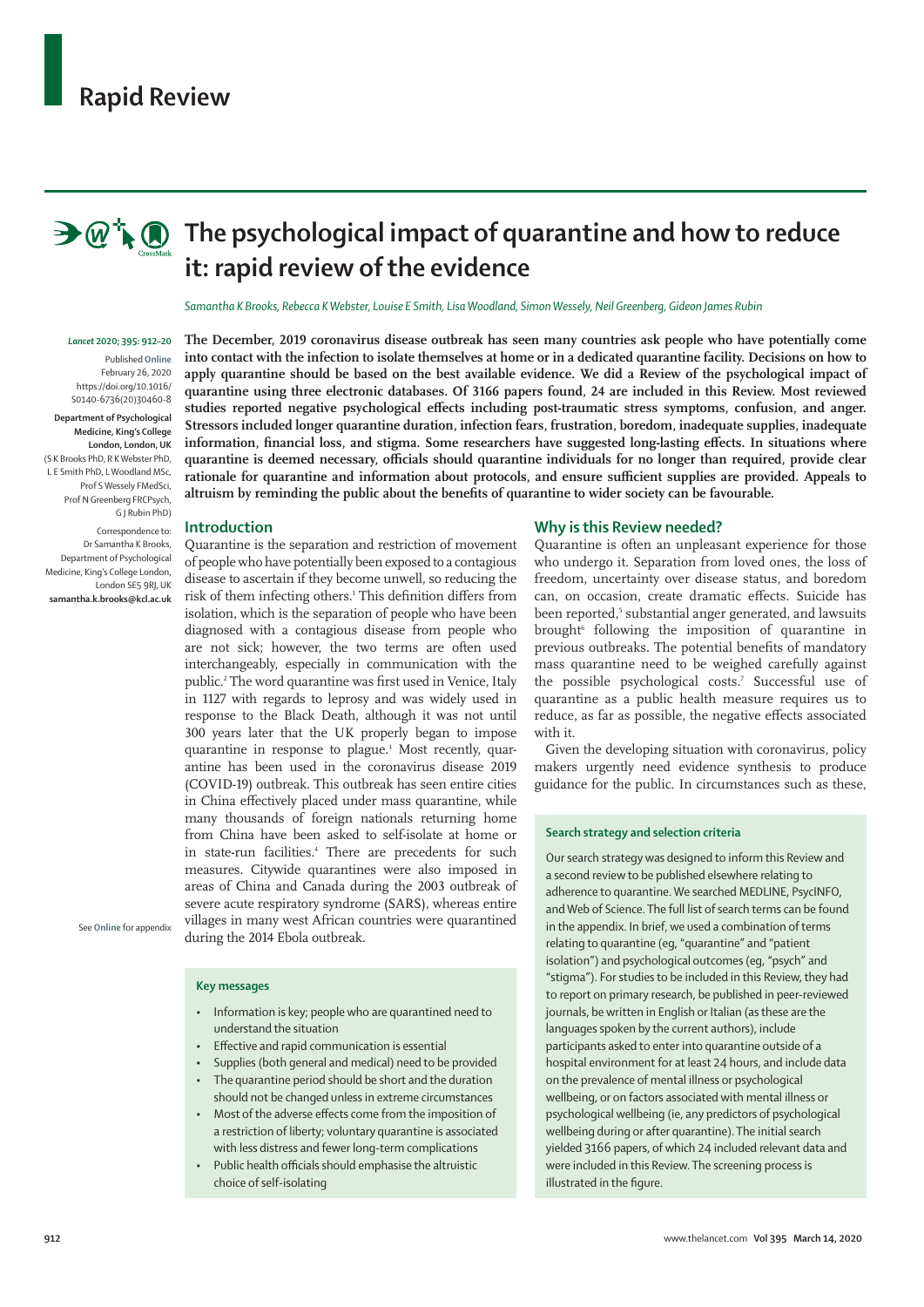# Rapid Review

## The psychological impact of quarantine and how to reduce it: rapid review of the evidence

*Samantha K Brooks, Rebecca K Webster, Louise E Smith, Lisa Woodland, Simon Wessely, Neil Greenberg, Gideon James Rubin*

*Lancet* 2020; 395: 912–20

Published Online February 26, 2020 https://doi.org/10.1016/S0140-6736(20)30460-8

**Department of Psychological Medicine, King's College London, London, UK** (S K Brooks PhD, R K Webster PhD, L E Smith PhD, L Woodland MSc, Prof S Wessely FMedSci, Prof N Greenberg FRCPsych, G J Rubin PhD)

Correspondence to: Dr Samantha K Brooks, Department of Psychological Medicine, King's College London, London SE5 9RJ, UK **samantha.k.brooks@kcl.ac.uk**

**The December, 2019 coronavirus disease outbreak has seen many countries ask people who have potentially come into contact with the infection to isolate themselves at home or in a dedicated quarantine facility. Decisions on how to apply quarantine should be based on the best available evidence. We did a Review of the psychological impact of quarantine using three electronic databases. Of 3166 papers found, 24 are included in this Review. Most reviewed studies reported negative psychological effects including post-traumatic stress symptoms, confusion, and anger. Stressors included longer quarantine duration, infection fears, frustration, boredom, inadequate supplies, inadequate information, financial loss, and stigma. Some researchers have suggested long-lasting effects. In situations where quarantine is deemed necessary, officials should quarantine individuals for no longer than required, provide clear rationale for quarantine and information about protocols, and ensure sufficient supplies are provided. Appeals to altruism by reminding the public about the benefits of quarantine to wider society can be favourable.**

## Introduction

Quarantine is the separation and restriction of movement of people who have potentially been exposed to a contagious disease to ascertain if they become unwell, so reducing the risk of them infecting others.[1] This definition differs from isolation, which is the separation of people who have been diagnosed with a contagious disease from people who are not sick; however, the two terms are often used interchangeably, especially in communication with the public.[2] The word quarantine was first used in Venice, Italy in 1127 with regards to leprosy and was widely used in response to the Black Death, although it was not until 300 years later that the UK properly began to impose quarantine in response to plague.[3] Most recently, quarantine has been used in the coronavirus disease 2019 (COVID-19) outbreak. This outbreak has seen entire cities in China effectively placed under mass quarantine, while many thousands of foreign nationals returning home from China have been asked to self-isolate at home or in state-run facilities.[4] There are precedents for such measures. Citywide quarantines were also imposed in areas of China and Canada during the 2003 outbreak of severe acute respiratory syndrome (SARS), whereas entire villages in many west African countries were quarantined during the 2014 Ebola outbreak.

See **Online** for appendix

### Key messages

- Information is key; people who are quarantined need to understand the situation
- Effective and rapid communication is essential
- Supplies (both general and medical) need to be provided
- The quarantine period should be short and the duration should not be changed unless in extreme circumstances
- Most of the adverse effects come from the imposition of a restriction of liberty; voluntary quarantine is associated with less distress and fewer long-term complications
- Public health officials should emphasise the altruistic choice of self-isolating

## Why is this Review needed?

Quarantine is often an unpleasant experience for those who undergo it. Separation from loved ones, the loss of freedom, uncertainty over disease status, and boredom can, on occasion, create dramatic effects. Suicide has been reported,[5] substantial anger generated, and lawsuits brought[6] following the imposition of quarantine in previous outbreaks. The potential benefits of mandatory mass quarantine need to be weighed carefully against the possible psychological costs.[7] Successful use of quarantine as a public health measure requires us to reduce, as far as possible, the negative effects associated with it.

Given the developing situation with coronavirus, policy makers urgently need evidence synthesis to produce guidance for the public. In circumstances such as these,

### Search strategy and selection criteria

Our search strategy was designed to inform this Review and a second review to be published elsewhere relating to adherence to quarantine. We searched MEDLINE, PsycINFO, and Web of Science. The full list of search terms can be found in the appendix. In brief, we used a combination of terms relating to quarantine (eg, "quarantine" and "patient isolation") and psychological outcomes (eg, "psych" and "stigma"). For studies to be included in this Review, they had to report on primary research, be published in peer-reviewed journals, be written in English or Italian (as these are the languages spoken by the current authors), include participants asked to enter into quarantine outside of a hospital environment for at least 24 hours, and include data on the prevalence of mental illness or psychological wellbeing, or on factors associated with mental illness or psychological wellbeing (ie, any predictors of psychological wellbeing during or after quarantine). The initial search yielded 3166 papers, of which 24 included relevant data and were included in this Review. The screening process is illustrated in the figure.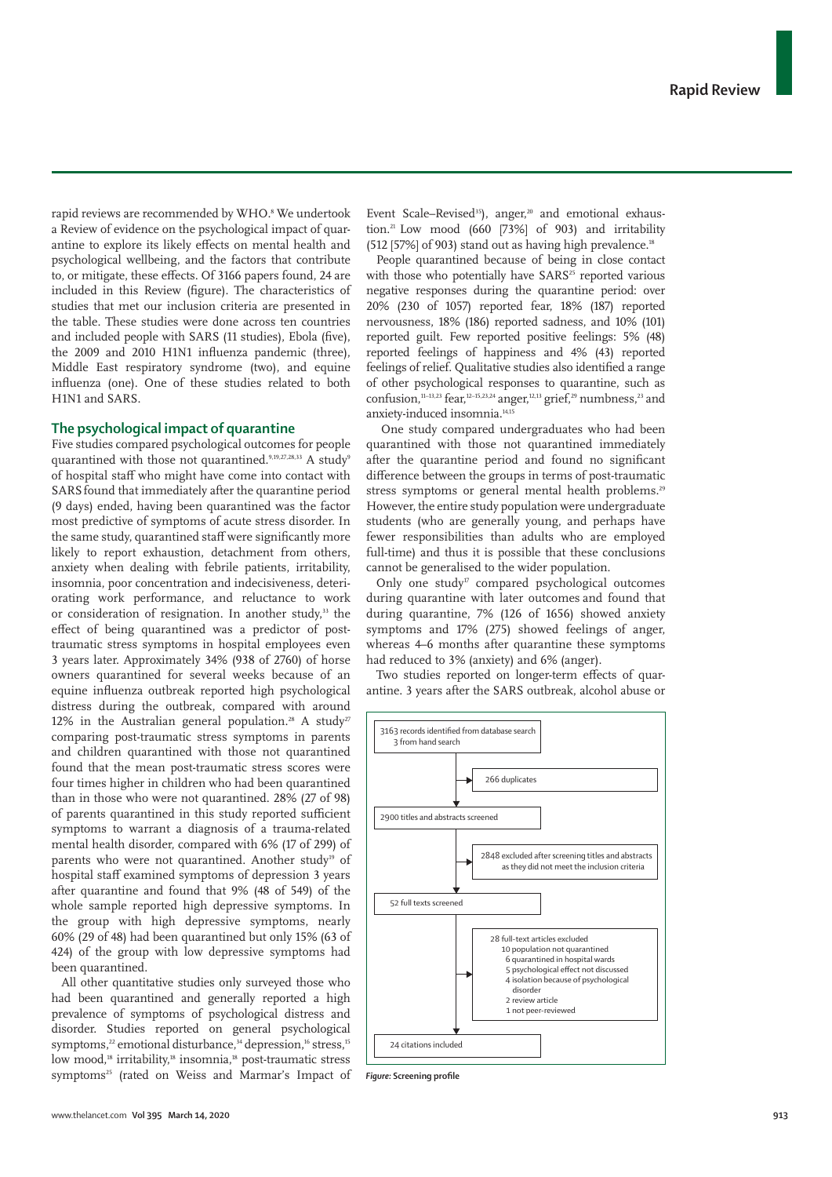rapid reviews are recommended by WHO.[8] We undertook a Review of evidence on the psychological impact of quarantine to explore its likely effects on mental health and psychological wellbeing, and the factors that contribute to, or mitigate, these effects. Of 3166 papers found, 24 are included in this Review (figure). The characteristics of studies that met our inclusion criteria are presented in the table. These studies were done across ten countries and included people with SARS (11 studies), Ebola (five), the 2009 and 2010 H1N1 influenza pandemic (three), Middle East respiratory syndrome (two), and equine influenza (one). One of these studies related to both H1N1 and SARS.

## The psychological impact of quarantine

Five studies compared psychological outcomes for people quarantined with those not quarantined.[9,19,27,28,33] A study[9] of hospital staff who might have come into contact with SARS found that immediately after the quarantine period (9 days) ended, having been quarantined was the factor most predictive of symptoms of acute stress disorder. In the same study, quarantined staff were significantly more likely to report exhaustion, detachment from others, anxiety when dealing with febrile patients, irritability, insomnia, poor concentration and indecisiveness, deteriorating work performance, and reluctance to work or consideration of resignation. In another study,[33] the effect of being quarantined was a predictor of post-traumatic stress symptoms in hospital employees even 3 years later. Approximately 34% (938 of 2760) of horse owners quarantined for several weeks because of an equine influenza outbreak reported high psychological distress during the outbreak, compared with around 12% in the Australian general population.[28] A study[27] comparing post-traumatic stress symptoms in parents and children quarantined with those not quarantined found that the mean post-traumatic stress scores were four times higher in children who had been quarantined than in those who were not quarantined. 28% (27 of 98) of parents quarantined in this study reported sufficient symptoms to warrant a diagnosis of a trauma-related mental health disorder, compared with 6% (17 of 299) of parents who were not quarantined. Another study[19] of hospital staff examined symptoms of depression 3 years after quarantine and found that 9% (48 of 549) of the whole sample reported high depressive symptoms. In the group with high depressive symptoms, nearly 60% (29 of 48) had been quarantined but only 15% (63 of 424) of the group with low depressive symptoms had been quarantined.

All other quantitative studies only surveyed those who had been quarantined and generally reported a high prevalence of symptoms of psychological distress and disorder. Studies reported on general psychological symptoms,[22] emotional disturbance,[34] depression,[16] stress,[15] low mood,[18] irritability,[18] insomnia,[18] post-traumatic stress symptoms[25] (rated on Weiss and Marmar's Impact of Event Scale–Revised[35]), anger,[20] and emotional exhaustion.[21] Low mood (660 [73%] of 903) and irritability (512 [57%] of 903) stand out as having high prevalence.[18]

People quarantined because of being in close contact with those who potentially have SARS[25] reported various negative responses during the quarantine period: over 20% (230 of 1057) reported fear, 18% (187) reported nervousness, 18% (186) reported sadness, and 10% (101) reported guilt. Few reported positive feelings: 5% (48) reported feelings of happiness and 4% (43) reported feelings of relief. Qualitative studies also identified a range of other psychological responses to quarantine, such as confusion,[11–13,23] fear,[12–15,23,24] anger,[12,13] grief,[29] numbness,[23] and anxiety-induced insomnia.[14,15]

One study compared undergraduates who had been quarantined with those not quarantined immediately after the quarantine period and found no significant difference between the groups in terms of post-traumatic stress symptoms or general mental health problems.[29] However, the entire study population were undergraduate students (who are generally young, and perhaps have fewer responsibilities than adults who are employed full-time) and thus it is possible that these conclusions cannot be generalised to the wider population.

Only one study[17] compared psychological outcomes during quarantine with later outcomes and found that during quarantine, 7% (126 of 1656) showed anxiety symptoms and 17% (275) showed feelings of anger, whereas 4–6 months after quarantine these symptoms had reduced to 3% (anxiety) and 6% (anger).

Two studies reported on longer-term effects of quarantine. 3 years after the SARS outbreak, alcohol abuse or

3163 records identified from database search
3 from hand search

→ 266 duplicates

2900 titles and abstracts screened

→ 2848 excluded after screening titles and abstracts as they did not meet the inclusion criteria

52 full texts screened

→ 28 full-text articles excluded
- 10 population not quarantined
- 6 quarantined in hospital wards
- 5 psychological effect not discussed
- 4 isolation because of psychological disorder
- 2 review article
- 1 not peer-reviewed

24 citations included

*Figure:* **Screening profile**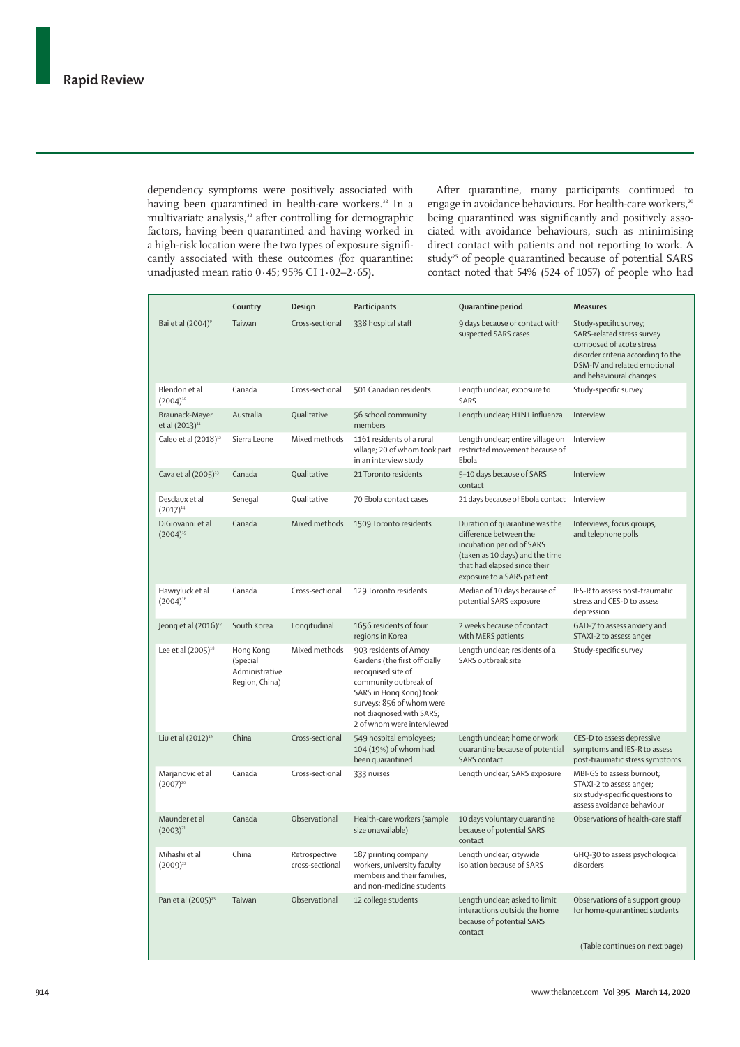dependency symptoms were positively associated with having been quarantined in health-care workers.[32] In a multivariate analysis,[32] after controlling for demographic factors, having been quarantined and having worked in a high-risk location were the two types of exposure significantly associated with these outcomes (for quarantine: unadjusted mean ratio 0·45; 95% CI 1·02–2·65).

After quarantine, many participants continued to engage in avoidance behaviours. For health-care workers,[20] being quarantined was significantly and positively associated with avoidance behaviours, such as minimising direct contact with patients and not reporting to work. A study[25] of people quarantined because of potential SARS contact noted that 54% (524 of 1057) of people who had

| | Country | Design | Participants | Quarantine period | Measures |
|---|---|---|---|---|---|
| Bai et al (2004)[9] | Taiwan | Cross-sectional | 338 hospital staff | 9 days because of contact with suspected SARS cases | Study-specific survey; SARS-related stress survey composed of acute stress disorder criteria according to the DSM-IV and related emotional and behavioural changes |
| Blendon et al (2004)[10] | Canada | Cross-sectional | 501 Canadian residents | Length unclear; exposure to SARS | Study-specific survey |
| Braunack-Mayer et al (2013)[11] | Australia | Qualitative | 56 school community members | Length unclear; H1N1 influenza | Interview |
| Caleo et al (2018)[12] | Sierra Leone | Mixed methods | 1161 residents of a rural village; 20 of whom took part in an interview study | Length unclear; entire village on restricted movement because of Ebola | Interview |
| Cava et al (2005)[13] | Canada | Qualitative | 21 Toronto residents | 5–10 days because of SARS contact | Interview |
| Desclaux et al (2017)[14] | Senegal | Qualitative | 70 Ebola contact cases | 21 days because of Ebola contact | Interview |
| DiGiovanni et al (2004)[15] | Canada | Mixed methods | 1509 Toronto residents | Duration of quarantine was the difference between the incubation period of SARS (taken as 10 days) and the time that had elapsed since their exposure to a SARS patient | Interviews, focus groups, and telephone polls |
| Hawryluck et al (2004)[16] | Canada | Cross-sectional | 129 Toronto residents | Median of 10 days because of potential SARS exposure | IES-R to assess post-traumatic stress and CES-D to assess depression |
| Jeong et al (2016)[17] | South Korea | Longitudinal | 1656 residents of four regions in Korea | 2 weeks because of contact with MERS patients | GAD-7 to assess anxiety and STAXI-2 to assess anger |
| Lee et al (2005)[18] | Hong Kong (Special Administrative Region, China) | Mixed methods | 903 residents of Amoy Gardens (the first officially recognised site of community outbreak of SARS in Hong Kong) took surveys; 856 of whom were not diagnosed with SARS; 2 of whom were interviewed | Length unclear; residents of a SARS outbreak site | Study-specific survey |
| Liu et al (2012)[19] | China | Cross-sectional | 549 hospital employees; 104 (19%) of whom had been quarantined | Length unclear; home or work quarantine because of potential SARS contact | CES-D to assess depressive symptoms and IES-R to assess post-traumatic stress symptoms |
| Marjanovic et al (2007)[20] | Canada | Cross-sectional | 333 nurses | Length unclear; SARS exposure | MBI-GS to assess burnout; STAXI-2 to assess anger; six study-specific questions to assess avoidance behaviour |
| Maunder et al (2003)[21] | Canada | Observational | Health-care workers (sample size unavailable) | 10 days voluntary quarantine because of potential SARS contact | Observations of health-care staff |
| Mihashi et al (2009)[22] | China | Retrospective cross-sectional | 187 printing company workers, university faculty members and their families, and non-medicine students | Length unclear; citywide isolation because of SARS | GHQ-30 to assess psychological disorders |
| Pan et al (2005)[23] | Taiwan | Observational | 12 college students | Length unclear; asked to limit interactions outside the home because of potential SARS contact | Observations of a support group for home-quarantined students |

(Table continues on next page)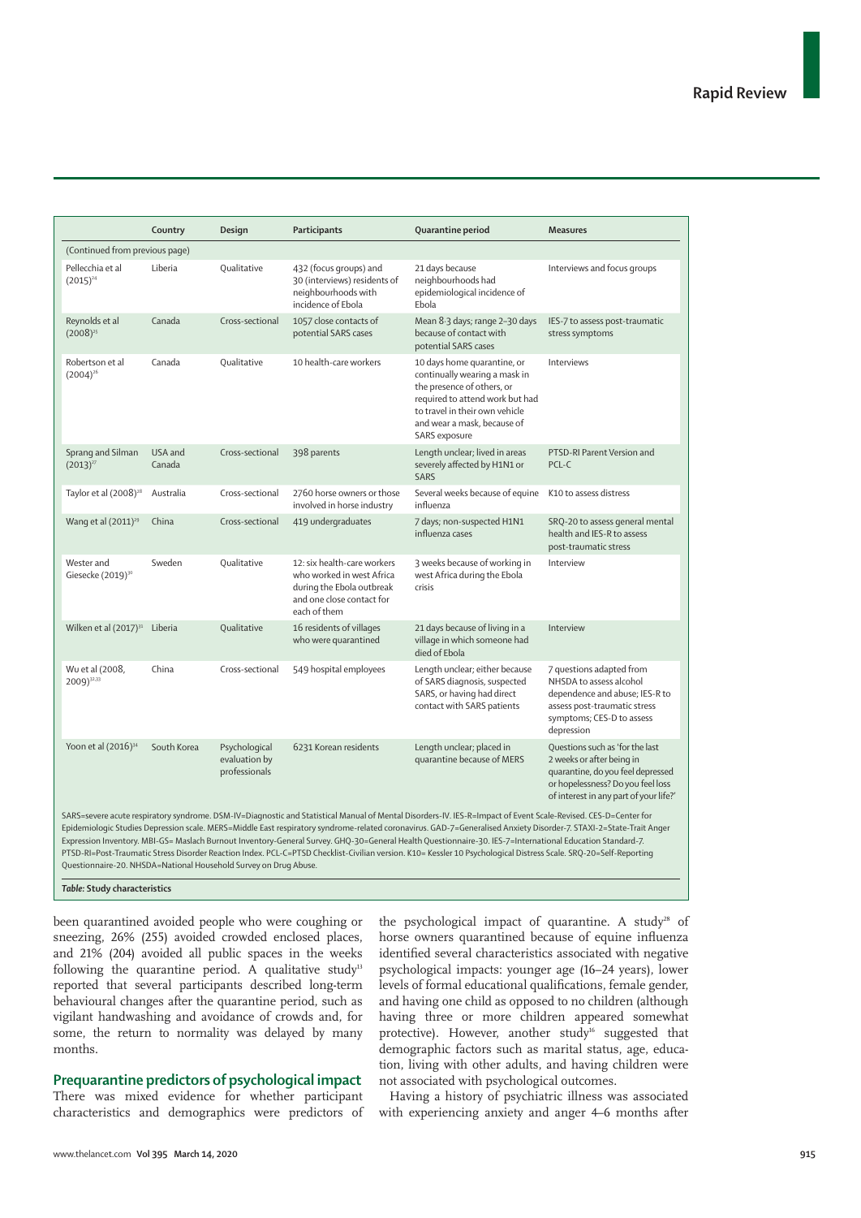|  | Country | Design | Participants | Quarantine period | Measures |
|---|---|---|---|---|---|
| (Continued from previous page) | | | | | |
| Pellecchia et al (2015)[24] | Liberia | Qualitative | 432 (focus groups) and 30 (interviews) residents of neighbourhoods with incidence of Ebola | 21 days because neighbourhoods had epidemiological incidence of Ebola | Interviews and focus groups |
| Reynolds et al (2008)[25] | Canada | Cross-sectional | 1057 close contacts of potential SARS cases | Mean 8·3 days; range 2–30 days because of contact with potential SARS cases | IES-7 to assess post-traumatic stress symptoms |
| Robertson et al (2004)[26] | Canada | Qualitative | 10 health-care workers | 10 days home quarantine, or continually wearing a mask in the presence of others, or required to attend work but had to travel in their own vehicle and wear a mask, because of SARS exposure | Interviews |
| Sprang and Silman (2013)[27] | USA and Canada | Cross-sectional | 398 parents | Length unclear; lived in areas severely affected by H1N1 or SARS | PTSD-RI Parent Version and PCL-C |
| Taylor et al (2008)[28] | Australia | Cross-sectional | 2760 horse owners or those involved in horse industry | Several weeks because of equine influenza | K10 to assess distress |
| Wang et al (2011)[29] | China | Cross-sectional | 419 undergraduates | 7 days; non-suspected H1N1 influenza cases | SRQ-20 to assess general mental health and IES-R to assess post-traumatic stress |
| Wester and Giesecke (2019)[30] | Sweden | Qualitative | 12: six health-care workers who worked in west Africa during the Ebola outbreak and one close contact for each of them | 3 weeks because of working in west Africa during the Ebola crisis | Interview |
| Wilken et al (2017)[31] | Liberia | Qualitative | 16 residents of villages who were quarantined | 21 days because of living in a village in which someone had died of Ebola | Interview |
| Wu et al (2008, 2009)[32,33] | China | Cross-sectional | 549 hospital employees | Length unclear; either because of SARS diagnosis, suspected SARS, or having had direct contact with SARS patients | 7 questions adapted from NHSDA to assess alcohol dependence and abuse; IES-R to assess post-traumatic stress symptoms; CES-D to assess depression |
| Yoon et al (2016)[34] | South Korea | Psychological evaluation by professionals | 6231 Korean residents | Length unclear; placed in quarantine because of MERS | Questions such as 'for the last 2 weeks or after being in quarantine, do you feel depressed or hopelessness? Do you feel loss of interest in any part of your life?' |

SARS=severe acute respiratory syndrome. DSM-IV=Diagnostic and Statistical Manual of Mental Disorders-IV. IES-R=Impact of Event Scale-Revised. CES-D=Center for Epidemiologic Studies Depression scale. MERS=Middle East respiratory syndrome-related coronavirus. GAD-7=Generalised Anxiety Disorder-7. STAXI-2=State-Trait Anger Expression Inventory. MBI-GS= Maslach Burnout Inventory-General Survey. GHQ-30=General Health Questionnaire-30. IES-7=International Education Standard-7. PTSD-RI=Post-Traumatic Stress Disorder Reaction Index. PCL-C=PTSD Checklist-Civilian version. K10= Kessler 10 Psychological Distress Scale. SRQ-20=Self-Reporting Questionnaire-20. NHSDA=National Household Survey on Drug Abuse.

*Table:* **Study characteristics**

been quarantined avoided people who were coughing or sneezing, 26% (255) avoided crowded enclosed places, and 21% (204) avoided all public spaces in the weeks following the quarantine period. A qualitative study[13] reported that several participants described long-term behavioural changes after the quarantine period, such as vigilant handwashing and avoidance of crowds and, for some, the return to normality was delayed by many months.

## Prequarantine predictors of psychological impact

There was mixed evidence for whether participant characteristics and demographics were predictors of the psychological impact of quarantine. A study[28] of horse owners quarantined because of equine influenza identified several characteristics associated with negative psychological impacts: younger age (16–24 years), lower levels of formal educational qualifications, female gender, and having one child as opposed to no children (although having three or more children appeared somewhat protective). However, another study[16] suggested that demographic factors such as marital status, age, education, living with other adults, and having children were not associated with psychological outcomes.

Having a history of psychiatric illness was associated with experiencing anxiety and anger 4–6 months after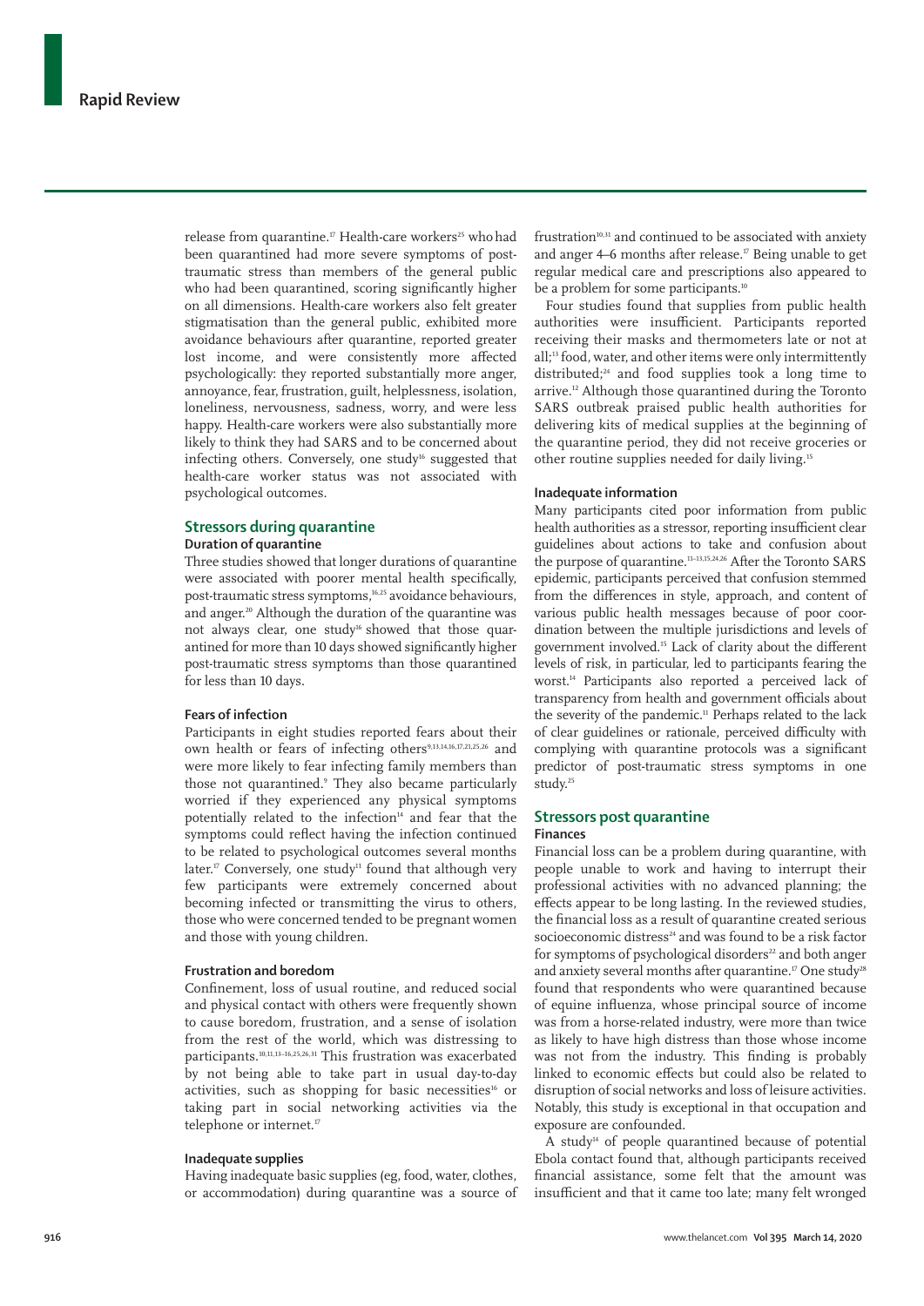release from quarantine.[17] Health-care workers[25] who had been quarantined had more severe symptoms of post-traumatic stress than members of the general public who had been quarantined, scoring significantly higher on all dimensions. Health-care workers also felt greater stigmatisation than the general public, exhibited more avoidance behaviours after quarantine, reported greater lost income, and were consistently more affected psychologically: they reported substantially more anger, annoyance, fear, frustration, guilt, helplessness, isolation, loneliness, nervousness, sadness, worry, and were less happy. Health-care workers were also substantially more likely to think they had SARS and to be concerned about infecting others. Conversely, one study[16] suggested that health-care worker status was not associated with psychological outcomes.

## Stressors during quarantine

### Duration of quarantine

Three studies showed that longer durations of quarantine were associated with poorer mental health specifically, post-traumatic stress symptoms,[16,25] avoidance behaviours, and anger.[20] Although the duration of the quarantine was not always clear, one study[16] showed that those quarantined for more than 10 days showed significantly higher post-traumatic stress symptoms than those quarantined for less than 10 days.

### Fears of infection

Participants in eight studies reported fears about their own health or fears of infecting others[9,13,14,16,17,21,25,26] and were more likely to fear infecting family members than those not quarantined.[9] They also became particularly worried if they experienced any physical symptoms potentially related to the infection[14] and fear that the symptoms could reflect having the infection continued to be related to psychological outcomes several months later.[17] Conversely, one study[11] found that although very few participants were extremely concerned about becoming infected or transmitting the virus to others, those who were concerned tended to be pregnant women and those with young children.

### Frustration and boredom

Confinement, loss of usual routine, and reduced social and physical contact with others were frequently shown to cause boredom, frustration, and a sense of isolation from the rest of the world, which was distressing to participants.[10,11,13–16,25,26,31] This frustration was exacerbated by not being able to take part in usual day-to-day activities, such as shopping for basic necessities[16] or taking part in social networking activities via the telephone or internet.[17]

### Inadequate supplies

Having inadequate basic supplies (eg, food, water, clothes, or accommodation) during quarantine was a source of frustration[10,11] and continued to be associated with anxiety and anger 4–6 months after release.[17] Being unable to get regular medical care and prescriptions also appeared to be a problem for some participants.[10]

Four studies found that supplies from public health authorities were insufficient. Participants reported receiving their masks and thermometers late or not at all;[13] food, water, and other items were only intermittently distributed;[24] and food supplies took a long time to arrive.[12] Although those quarantined during the Toronto SARS outbreak praised public health authorities for delivering kits of medical supplies at the beginning of the quarantine period, they did not receive groceries or other routine supplies needed for daily living.[15]

### Inadequate information

Many participants cited poor information from public health authorities as a stressor, reporting insufficient clear guidelines about actions to take and confusion about the purpose of quarantine.[11–13,15,24,26] After the Toronto SARS epidemic, participants perceived that confusion stemmed from the differences in style, approach, and content of various public health messages because of poor coordination between the multiple jurisdictions and levels of government involved.[15] Lack of clarity about the different levels of risk, in particular, led to participants fearing the worst.[14] Participants also reported a perceived lack of transparency from health and government officials about the severity of the pandemic.[11] Perhaps related to the lack of clear guidelines or rationale, perceived difficulty with complying with quarantine protocols was a significant predictor of post-traumatic stress symptoms in one study.[25]

## Stressors post quarantine

### Finances

Financial loss can be a problem during quarantine, with people unable to work and having to interrupt their professional activities with no advanced planning; the effects appear to be long lasting. In the reviewed studies, the financial loss as a result of quarantine created serious socioeconomic distress[24] and was found to be a risk factor for symptoms of psychological disorders[22] and both anger and anxiety several months after quarantine.[17] One study[28] found that respondents who were quarantined because of equine influenza, whose principal source of income was from a horse-related industry, were more than twice as likely to have high distress than those whose income was not from the industry. This finding is probably linked to economic effects but could also be related to disruption of social networks and loss of leisure activities. Notably, this study is exceptional in that occupation and exposure are confounded.

A study[14] of people quarantined because of potential Ebola contact found that, although participants received financial assistance, some felt that the amount was insufficient and that it came too late; many felt wronged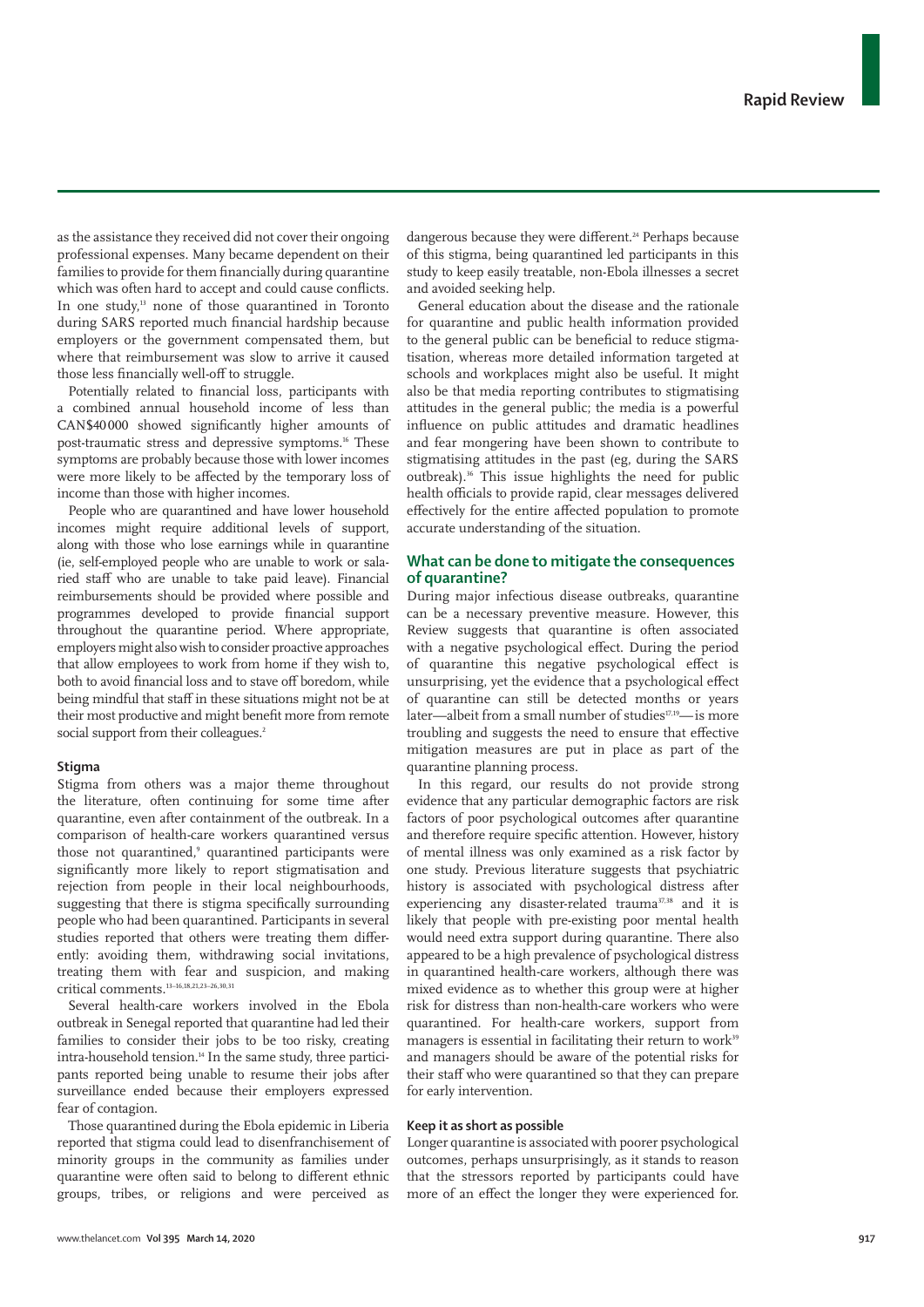as the assistance they received did not cover their ongoing professional expenses. Many became dependent on their families to provide for them financially during quarantine which was often hard to accept and could cause conflicts. In one study,[13] none of those quarantined in Toronto during SARS reported much financial hardship because employers or the government compensated them, but where that reimbursement was slow to arrive it caused those less financially well-off to struggle.

Potentially related to financial loss, participants with a combined annual household income of less than CAN$40 000 showed significantly higher amounts of post-traumatic stress and depressive symptoms.[16] These symptoms are probably because those with lower incomes were more likely to be affected by the temporary loss of income than those with higher incomes.

People who are quarantined and have lower household incomes might require additional levels of support, along with those who lose earnings while in quarantine (ie, self-employed people who are unable to work or salaried staff who are unable to take paid leave). Financial reimbursements should be provided where possible and programmes developed to provide financial support throughout the quarantine period. Where appropriate, employers might also wish to consider proactive approaches that allow employees to work from home if they wish to, both to avoid financial loss and to stave off boredom, while being mindful that staff in these situations might not be at their most productive and might benefit more from remote social support from their colleagues.[2]

### Stigma

Stigma from others was a major theme throughout the literature, often continuing for some time after quarantine, even after containment of the outbreak. In a comparison of health-care workers quarantined versus those not quarantined,[9] quarantined participants were significantly more likely to report stigmatisation and rejection from people in their local neighbourhoods, suggesting that there is stigma specifically surrounding people who had been quarantined. Participants in several studies reported that others were treating them differently: avoiding them, withdrawing social invitations, treating them with fear and suspicion, and making critical comments.[13–16,18,21,23–26,30,31]

Several health-care workers involved in the Ebola outbreak in Senegal reported that quarantine had led their families to consider their jobs to be too risky, creating intra-household tension.[14] In the same study, three participants reported being unable to resume their jobs after surveillance ended because their employers expressed fear of contagion.

Those quarantined during the Ebola epidemic in Liberia reported that stigma could lead to disenfranchisement of minority groups in the community as families under quarantine were often said to belong to different ethnic groups, tribes, or religions and were perceived as dangerous because they were different.[24] Perhaps because of this stigma, being quarantined led participants in this study to keep easily treatable, non-Ebola illnesses a secret and avoided seeking help.

General education about the disease and the rationale for quarantine and public health information provided to the general public can be beneficial to reduce stigmatisation, whereas more detailed information targeted at schools and workplaces might also be useful. It might also be that media reporting contributes to stigmatising attitudes in the general public; the media is a powerful influence on public attitudes and dramatic headlines and fear mongering have been shown to contribute to stigmatising attitudes in the past (eg, during the SARS outbreak).[36] This issue highlights the need for public health officials to provide rapid, clear messages delivered effectively for the entire affected population to promote accurate understanding of the situation.

## What can be done to mitigate the consequences of quarantine?

During major infectious disease outbreaks, quarantine can be a necessary preventive measure. However, this Review suggests that quarantine is often associated with a negative psychological effect. During the period of quarantine this negative psychological effect is unsurprising, yet the evidence that a psychological effect of quarantine can still be detected months or years later—albeit from a small number of studies[17,19]—is more troubling and suggests the need to ensure that effective mitigation measures are put in place as part of the quarantine planning process.

In this regard, our results do not provide strong evidence that any particular demographic factors are risk factors of poor psychological outcomes after quarantine and therefore require specific attention. However, history of mental illness was only examined as a risk factor by one study. Previous literature suggests that psychiatric history is associated with psychological distress after experiencing any disaster-related trauma[37,38] and it is likely that people with pre-existing poor mental health would need extra support during quarantine. There also appeared to be a high prevalence of psychological distress in quarantined health-care workers, although there was mixed evidence as to whether this group were at higher risk for distress than non-health-care workers who were quarantined. For health-care workers, support from managers is essential in facilitating their return to work[39] and managers should be aware of the potential risks for their staff who were quarantined so that they can prepare for early intervention.

### Keep it as short as possible

Longer quarantine is associated with poorer psychological outcomes, perhaps unsurprisingly, as it stands to reason that the stressors reported by participants could have more of an effect the longer they were experienced for.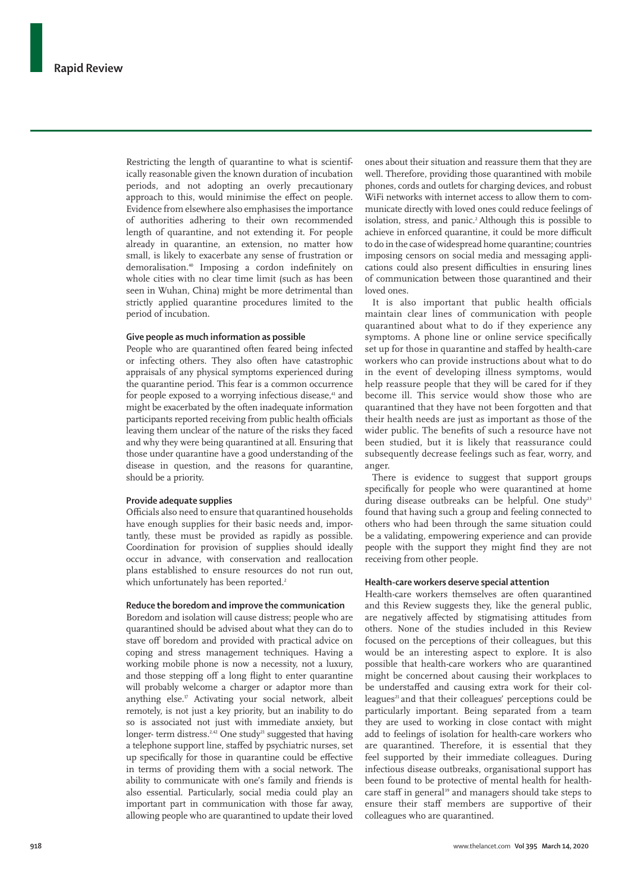Restricting the length of quarantine to what is scientifically reasonable given the known duration of incubation periods, and not adopting an overly precautionary approach to this, would minimise the effect on people. Evidence from elsewhere also emphasises the importance of authorities adhering to their own recommended length of quarantine, and not extending it. For people already in quarantine, an extension, no matter how small, is likely to exacerbate any sense of frustration or demoralisation.[40] Imposing a cordon indefinitely on whole cities with no clear time limit (such as has been seen in Wuhan, China) might be more detrimental than strictly applied quarantine procedures limited to the period of incubation.

### Give people as much information as possible

People who are quarantined often feared being infected or infecting others. They also often have catastrophic appraisals of any physical symptoms experienced during the quarantine period. This fear is a common occurrence for people exposed to a worrying infectious disease,[41] and might be exacerbated by the often inadequate information participants reported receiving from public health officials leaving them unclear of the nature of the risks they faced and why they were being quarantined at all. Ensuring that those under quarantine have a good understanding of the disease in question, and the reasons for quarantine, should be a priority.

### Provide adequate supplies

Officials also need to ensure that quarantined households have enough supplies for their basic needs and, importantly, these must be provided as rapidly as possible. Coordination for provision of supplies should ideally occur in advance, with conservation and reallocation plans established to ensure resources do not run out, which unfortunately has been reported.[2]

### Reduce the boredom and improve the communication

Boredom and isolation will cause distress; people who are quarantined should be advised about what they can do to stave off boredom and provided with practical advice on coping and stress management techniques. Having a working mobile phone is now a necessity, not a luxury, and those stepping off a long flight to enter quarantine will probably welcome a charger or adaptor more than anything else.[17] Activating your social network, albeit remotely, is not just a key priority, but an inability to do so is associated not just with immediate anxiety, but longer- term distress.[2,42] One study[21] suggested that having a telephone support line, staffed by psychiatric nurses, set up specifically for those in quarantine could be effective in terms of providing them with a social network. The ability to communicate with one's family and friends is also essential. Particularly, social media could play an important part in communication with those far away, allowing people who are quarantined to update their loved ones about their situation and reassure them that they are well. Therefore, providing those quarantined with mobile phones, cords and outlets for charging devices, and robust WiFi networks with internet access to allow them to communicate directly with loved ones could reduce feelings of isolation, stress, and panic.[2] Although this is possible to achieve in enforced quarantine, it could be more difficult to do in the case of widespread home quarantine; countries imposing censors on social media and messaging applications could also present difficulties in ensuring lines of communication between those quarantined and their loved ones.

It is also important that public health officials maintain clear lines of communication with people quarantined about what to do if they experience any symptoms. A phone line or online service specifically set up for those in quarantine and staffed by health-care workers who can provide instructions about what to do in the event of developing illness symptoms, would help reassure people that they will be cared for if they become ill. This service would show those who are quarantined that they have not been forgotten and that their health needs are just as important as those of the wider public. The benefits of such a resource have not been studied, but it is likely that reassurance could subsequently decrease feelings such as fear, worry, and anger.

There is evidence to suggest that support groups specifically for people who were quarantined at home during disease outbreaks can be helpful. One study[23] found that having such a group and feeling connected to others who had been through the same situation could be a validating, empowering experience and can provide people with the support they might find they are not receiving from other people.

### Health-care workers deserve special attention

Health-care workers themselves are often quarantined and this Review suggests they, like the general public, are negatively affected by stigmatising attitudes from others. None of the studies included in this Review focused on the perceptions of their colleagues, but this would be an interesting aspect to explore. It is also possible that health-care workers who are quarantined might be concerned about causing their workplaces to be understaffed and causing extra work for their colleagues[21] and that their colleagues' perceptions could be particularly important. Being separated from a team they are used to working in close contact with might add to feelings of isolation for health-care workers who are quarantined. Therefore, it is essential that they feel supported by their immediate colleagues. During infectious disease outbreaks, organisational support has been found to be protective of mental health for health-care staff in general[39] and managers should take steps to ensure their staff members are supportive of their colleagues who are quarantined.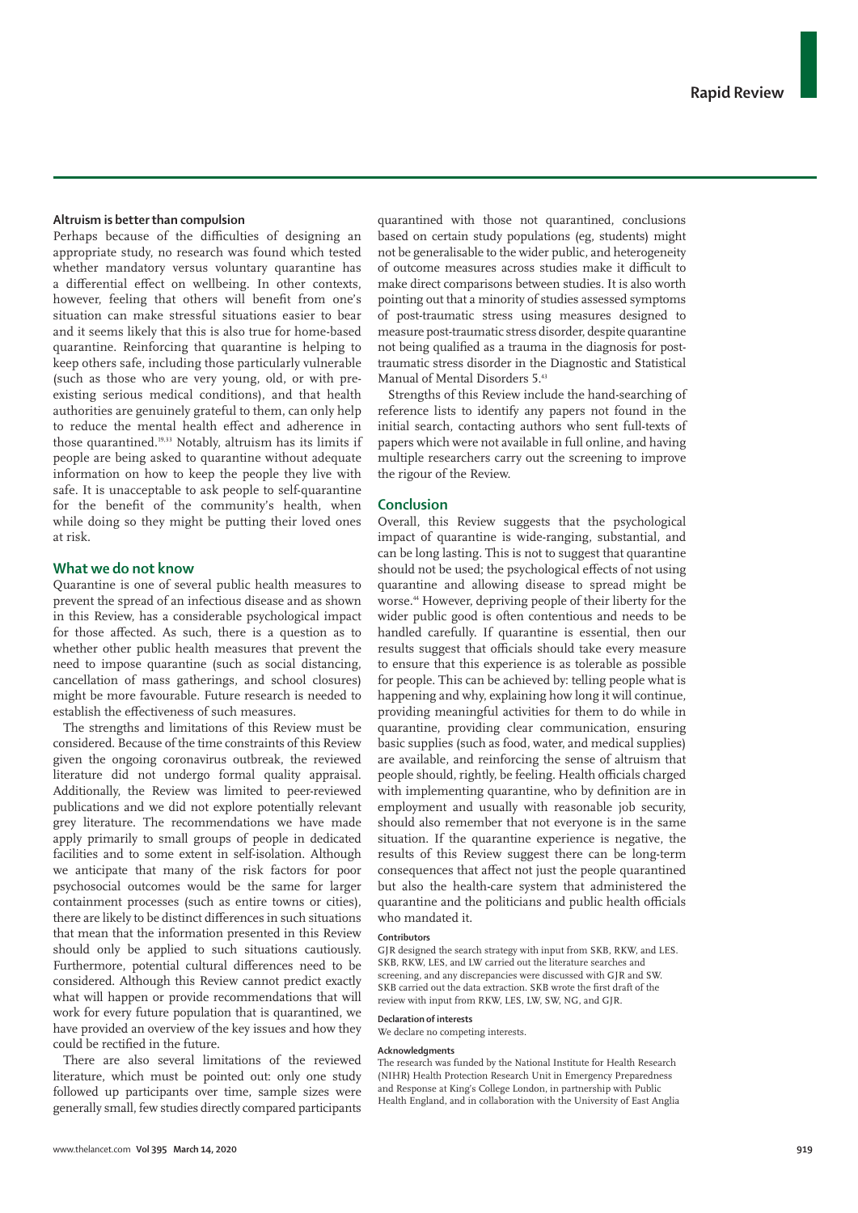### Altruism is better than compulsion

Perhaps because of the difficulties of designing an appropriate study, no research was found which tested whether mandatory versus voluntary quarantine has a differential effect on wellbeing. In other contexts, however, feeling that others will benefit from one's situation can make stressful situations easier to bear and it seems likely that this is also true for home-based quarantine. Reinforcing that quarantine is helping to keep others safe, including those particularly vulnerable (such as those who are very young, old, or with pre-existing serious medical conditions), and that health authorities are genuinely grateful to them, can only help to reduce the mental health effect and adherence in those quarantined.[19,33] Notably, altruism has its limits if people are being asked to quarantine without adequate information on how to keep the people they live with safe. It is unacceptable to ask people to self-quarantine for the benefit of the community's health, when while doing so they might be putting their loved ones at risk.

## What we do not know

Quarantine is one of several public health measures to prevent the spread of an infectious disease and as shown in this Review, has a considerable psychological impact for those affected. As such, there is a question as to whether other public health measures that prevent the need to impose quarantine (such as social distancing, cancellation of mass gatherings, and school closures) might be more favourable. Future research is needed to establish the effectiveness of such measures.

The strengths and limitations of this Review must be considered. Because of the time constraints of this Review given the ongoing coronavirus outbreak, the reviewed literature did not undergo formal quality appraisal. Additionally, the Review was limited to peer-reviewed publications and we did not explore potentially relevant grey literature. The recommendations we have made apply primarily to small groups of people in dedicated facilities and to some extent in self-isolation. Although we anticipate that many of the risk factors for poor psychosocial outcomes would be the same for larger containment processes (such as entire towns or cities), there are likely to be distinct differences in such situations that mean that the information presented in this Review should only be applied to such situations cautiously. Furthermore, potential cultural differences need to be considered. Although this Review cannot predict exactly what will happen or provide recommendations that will work for every future population that is quarantined, we have provided an overview of the key issues and how they could be rectified in the future.

There are also several limitations of the reviewed literature, which must be pointed out: only one study followed up participants over time, sample sizes were generally small, few studies directly compared participants quarantined with those not quarantined, conclusions based on certain study populations (eg, students) might not be generalisable to the wider public, and heterogeneity of outcome measures across studies make it difficult to make direct comparisons between studies. It is also worth pointing out that a minority of studies assessed symptoms of post-traumatic stress using measures designed to measure post-traumatic stress disorder, despite quarantine not being qualified as a trauma in the diagnosis for post-traumatic stress disorder in the Diagnostic and Statistical Manual of Mental Disorders 5.[43]

Strengths of this Review include the hand-searching of reference lists to identify any papers not found in the initial search, contacting authors who sent full-texts of papers which were not available in full online, and having multiple researchers carry out the screening to improve the rigour of the Review.

## Conclusion

Overall, this Review suggests that the psychological impact of quarantine is wide-ranging, substantial, and can be long lasting. This is not to suggest that quarantine should not be used; the psychological effects of not using quarantine and allowing disease to spread might be worse.[44] However, depriving people of their liberty for the wider public good is often contentious and needs to be handled carefully. If quarantine is essential, then our results suggest that officials should take every measure to ensure that this experience is as tolerable as possible for people. This can be achieved by: telling people what is happening and why, explaining how long it will continue, providing meaningful activities for them to do while in quarantine, providing clear communication, ensuring basic supplies (such as food, water, and medical supplies) are available, and reinforcing the sense of altruism that people should, rightly, be feeling. Health officials charged with implementing quarantine, who by definition are in employment and usually with reasonable job security, should also remember that not everyone is in the same situation. If the quarantine experience is negative, the results of this Review suggest there can be long-term consequences that affect not just the people quarantined but also the health-care system that administered the quarantine and the politicians and public health officials who mandated it.

#### Contributors

GJR designed the search strategy with input from SKB, RKW, and LES. SKB, RKW, LES, and LW carried out the literature searches and screening, and any discrepancies were discussed with GJR and SW. SKB carried out the data extraction. SKB wrote the first draft of the review with input from RKW, LES, LW, SW, NG, and GJR.

#### Declaration of interests

We declare no competing interests.

#### Acknowledgments

The research was funded by the National Institute for Health Research (NIHR) Health Protection Research Unit in Emergency Preparedness and Response at King's College London, in partnership with Public Health England, and in collaboration with the University of East Anglia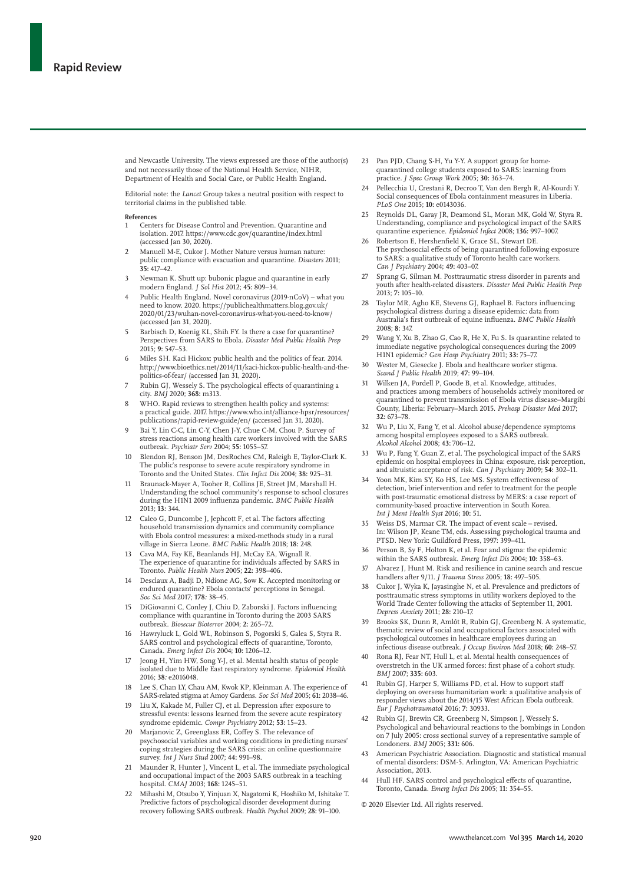and Newcastle University. The views expressed are those of the author(s) and not necessarily those of the National Health Service, NIHR, Department of Health and Social Care, or Public Health England.

Editorial note: the *Lancet* Group takes a neutral position with respect to territorial claims in the published table.

**References**

1. Centers for Disease Control and Prevention. Quarantine and isolation. 2017. https://www.cdc.gov/quarantine/index.html (accessed Jan 30, 2020).
2. Manuell M-E, Cukor J. Mother Nature versus human nature: public compliance with evacuation and quarantine. *Disasters* 2011; **35:** 417–42.
3. Newman K. Shutt up: bubonic plague and quarantine in early modern England. *J Sol Hist* 2012; **45:** 809–34.
4. Public Health England. Novel coronavirus (2019-nCoV) – what you need to know. 2020. https://publichealthmatters.blog.gov.uk/2020/01/23/wuhan-novel-coronavirus-what-you-need-to-know/ (accessed Jan 31, 2020).
5. Barbisch D, Koenig KL, Shih FY. Is there a case for quarantine? Perspectives from SARS to Ebola. *Disaster Med Public Health Prep* 2015; **9:** 547–53.
6. Miles SH. Kaci Hickox: public health and the politics of fear. 2014. http://www.bioethics.net/2014/11/kaci-hickox-public-health-and-the-politics-of-fear/ (accessed Jan 31, 2020).
7. Rubin GJ, Wessely S. The psychological effects of quarantining a city. *BMJ* 2020; **368:** m313.
8. WHO. Rapid reviews to strengthen health policy and systems: a practical guide. 2017. https://www.who.int/alliance-hpsr/resources/publications/rapid-review-guide/en/ (accessed Jan 31, 2020).
9. Bai Y, Lin C-C, Lin C-Y, Chen J-Y, Chue C-M, Chou P. Survey of stress reactions among health care workers involved with the SARS outbreak. *Psychiatr Serv* 2004; **55:** 1055–57.
10. Blendon RJ, Benson JM, DesRoches CM, Raleigh E, Taylor-Clark K. The public's response to severe acute respiratory syndrome in Toronto and the United States. *Clin Infect Dis* 2004; **38:** 925–31.
11. Braunack-Mayer A, Tooher R, Collins JE, Street JM, Marshall H. Understanding the school community's response to school closures during the H1N1 2009 influenza pandemic. *BMC Public Health* 2013; **13***:* 344.
12. Caleo G, Duncombe J, Jephcott F, et al. The factors affecting household transmission dynamics and community compliance with Ebola control measures: a mixed-methods study in a rural village in Sierra Leone. *BMC Public Health* 2018; **18:** 248.
13. Cava MA, Fay KE, Beanlands HJ, McCay EA, Wignall R. The experience of quarantine for individuals affected by SARS in Toronto. *Public Health Nurs* 2005; **22:** 398–406.
14. Desclaux A, Badji D, Ndione AG, Sow K. Accepted monitoring or endured quarantine? Ebola contacts' perceptions in Senegal. *Soc Sci Med* 2017; **178***:* 38–45.
15. DiGiovanni C, Conley J, Chiu D, Zaborski J. Factors influencing compliance with quarantine in Toronto during the 2003 SARS outbreak. *Biosecur Bioterror* 2004; **2:** 265–72.
16. Hawryluck L, Gold WL, Robinson S, Pogorski S, Galea S, Styra R. SARS control and psychological effects of quarantine, Toronto, Canada. *Emerg Infect Dis* 2004; **10:** 1206–12.
17. Jeong H, Yim HW, Song Y-J, et al. Mental health status of people isolated due to Middle East respiratory syndrome. *Epidemiol Health* 2016; **38***:* e2016048.
18. Lee S, Chan LY, Chau AM, Kwok KP, Kleinman A. The experience of SARS-related stigma at Amoy Gardens. *Soc Sci Med* 2005; **61:** 2038–46.
19. Liu X, Kakade M, Fuller CJ, et al. Depression after exposure to stressful events: lessons learned from the severe acute respiratory syndrome epidemic. *Compr Psychiatry* 2012; **53:** 15–23.
20. Marjanovic Z, Greenglass ER, Coffey S. The relevance of psychosocial variables and working conditions in predicting nurses' coping strategies during the SARS crisis: an online questionnaire survey. *Int J Nurs Stud* 2007; **44:** 991–98.
21. Maunder R, Hunter J, Vincent L, et al. The immediate psychological and occupational impact of the 2003 SARS outbreak in a teaching hospital. *CMAJ* 2003; **168:** 1245–51.
22. Mihashi M, Otsubo Y, Yinjuan X, Nagatomi K, Hoshiko M, Ishitake T. Predictive factors of psychological disorder development during recovery following SARS outbreak. *Health Psychol* 2009; **28:** 91–100.
23. Pan PJD, Chang S-H, Yu Y-Y. A support group for home-quarantined college students exposed to SARS: learning from practice. *J Spec Group Work* 2005; **30:** 363–74.
24. Pellecchia U, Crestani R, Decroo T, Van den Bergh R, Al-Kourdi Y. Social consequences of Ebola containment measures in Liberia. *PLoS One* 2015; **10:** e0143036.
25. Reynolds DL, Garay JR, Deamond SL, Moran MK, Gold W, Styra R. Understanding, compliance and psychological impact of the SARS quarantine experience. *Epidemiol Infect* 2008; **136:** 997–1007.
26. Robertson E, Hershenfield K, Grace SL, Stewart DE. The psychosocial effects of being quarantined following exposure to SARS: a qualitative study of Toronto health care workers. *Can J Psychiatry* 2004; **49:** 403–07.
27. Sprang G, Silman M. Posttraumatic stress disorder in parents and youth after health-related disasters. *Disaster Med Public Health Prep* 2013; **7:** 105–10.
28. Taylor MR, Agho KE, Stevens GJ, Raphael B. Factors influencing psychological distress during a disease epidemic: data from Australia's first outbreak of equine influenza. *BMC Public Health* 2008; **8:** 347.
29. Wang Y, Xu B, Zhao G, Cao R, He X, Fu S. Is quarantine related to immediate negative psychological consequences during the 2009 H1N1 epidemic? *Gen Hosp Psychiatry* 2011; **33:** 75–77.
30. Wester M, Giesecke J. Ebola and healthcare worker stigma. *Scand J Public Health* 2019; **47:** 99–104.
31. Wilken JA, Pordell P, Goode B, et al. Knowledge, attitudes, and practices among members of households actively monitored or quarantined to prevent transmission of Ebola virus disease–Margibi County, Liberia: February–March 2015. *Prehosp Disaster Med* 2017; **32:** 673–78.
32. Wu P, Liu X, Fang Y, et al. Alcohol abuse/dependence symptoms among hospital employees exposed to a SARS outbreak. *Alcohol Alcohol* 2008; **43:** 706–12.
33. Wu P, Fang Y, Guan Z, et al. The psychological impact of the SARS epidemic on hospital employees in China: exposure, risk perception, and altruistic acceptance of risk. *Can J Psychiatry* 2009; **54:** 302–11.
34. Yoon MK, Kim SY, Ko HS, Lee MS. System effectiveness of detection, brief intervention and refer to treatment for the people with post-traumatic emotional distress by MERS: a case report of community-based proactive intervention in South Korea. *Int J Ment Health Syst* 2016; **10:** 51.
35. Weiss DS, Marmar CR. The impact of event scale – revised. In: Wilson JP, Keane TM, eds. Assessing psychological trauma and PTSD. New York: Guildford Press, 1997: 399–411.
36. Person B, Sy F, Holton K, et al. Fear and stigma: the epidemic within the SARS outbreak. *Emerg Infect Dis* 2004; **10:** 358–63.
37. Alvarez J, Hunt M. Risk and resilience in canine search and rescue handlers after 9/11. *J Trauma Stress* 2005; **18:** 497–505.
38. Cukor J, Wyka K, Jayasinghe N, et al. Prevalence and predictors of posttraumatic stress symptoms in utility workers deployed to the World Trade Center following the attacks of September 11, 2001. *Depress Anxiety* 2011; **28:** 210–17.
39. Brooks SK, Dunn R, Amlôt R, Rubin GJ, Greenberg N. A systematic, thematic review of social and occupational factors associated with psychological outcomes in healthcare employees during an infectious disease outbreak. *J Occup Environ Med* 2018; **60:** 248–57.
40. Rona RJ, Fear NT, Hull L, et al. Mental health consequences of overstretch in the UK armed forces: first phase of a cohort study. *BMJ* 2007; **335:** 603.
41. Rubin GJ, Harper S, Williams PD, et al. How to support staff deploying on overseas humanitarian work: a qualitative analysis of responder views about the 2014/15 West African Ebola outbreak. *Eur J Psychotraumatol* 2016; **7:** 30933.
42. Rubin GJ, Brewin CR, Greenberg N, Simpson J, Wessely S. Psychological and behavioural reactions to the bombings in London on 7 July 2005: cross sectional survey of a representative sample of Londoners. *BMJ* 2005; **331:** 606.
43. American Psychiatric Association. Diagnostic and statistical manual of mental disorders: DSM-5. Arlington, VA: American Psychiatric Association, 2013.
44. Hull HF. SARS control and psychological effects of quarantine, Toronto, Canada. *Emerg Infect Dis* 2005; **11:** 354–55.

© 2020 Elsevier Ltd. All rights reserved.